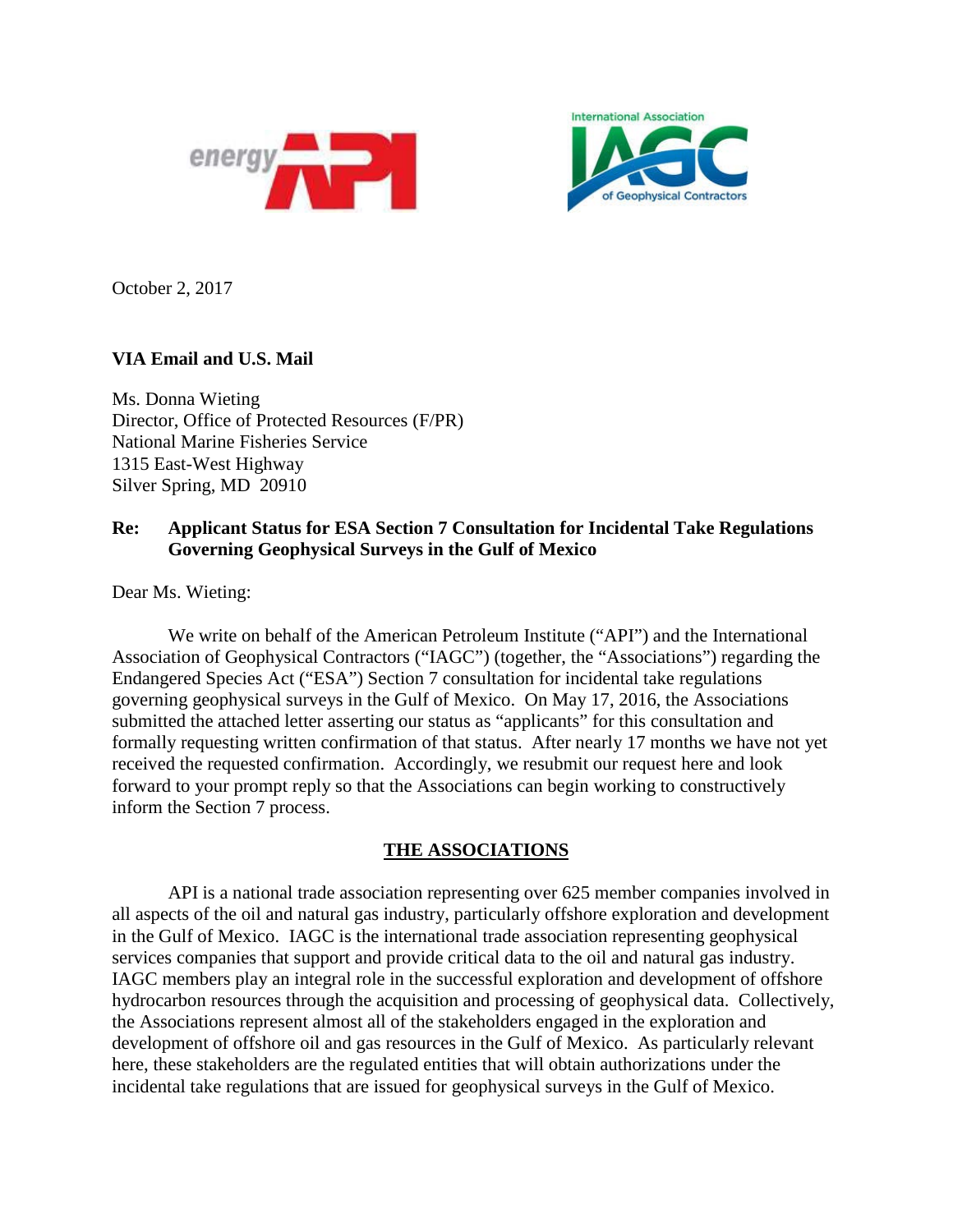October 2, 2017

**VIA Email and U.S. Mail**

Ms. Donna Wieting
Director, Office of Protected Resources (F/PR)
National Marine Fisheries Service
1315 East-West Highway
Silver Spring, MD 20910

**Re: Applicant Status for ESA Section 7 Consultation for Incidental Take Regulations Governing Geophysical Surveys in the Gulf of Mexico**

Dear Ms. Wieting:

We write on behalf of the American Petroleum Institute ("API") and the International Association of Geophysical Contractors ("IAGC") (together, the "Associations") regarding the Endangered Species Act ("ESA") Section 7 consultation for incidental take regulations governing geophysical surveys in the Gulf of Mexico. On May 17, 2016, the Associations submitted the attached letter asserting our status as "applicants" for this consultation and formally requesting written confirmation of that status. After nearly 17 months we have not yet received the requested confirmation. Accordingly, we resubmit our request here and look forward to your prompt reply so that the Associations can begin working to constructively inform the Section 7 process.

## THE ASSOCIATIONS

API is a national trade association representing over 625 member companies involved in all aspects of the oil and natural gas industry, particularly offshore exploration and development in the Gulf of Mexico. IAGC is the international trade association representing geophysical services companies that support and provide critical data to the oil and natural gas industry. IAGC members play an integral role in the successful exploration and development of offshore hydrocarbon resources through the acquisition and processing of geophysical data. Collectively, the Associations represent almost all of the stakeholders engaged in the exploration and development of offshore oil and gas resources in the Gulf of Mexico. As particularly relevant here, these stakeholders are the regulated entities that will obtain authorizations under the incidental take regulations that are issued for geophysical surveys in the Gulf of Mexico.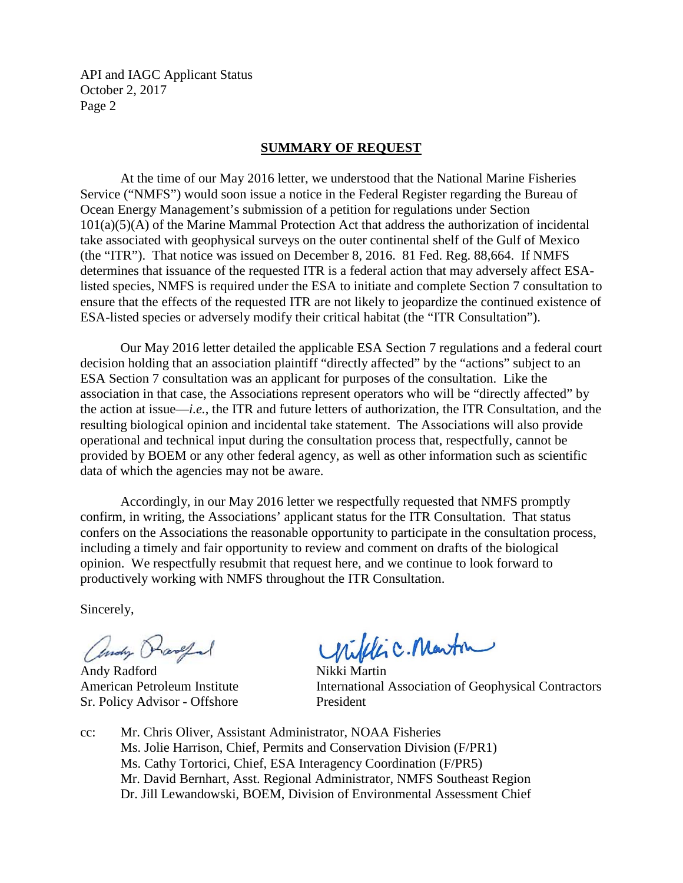## SUMMARY OF REQUEST

At the time of our May 2016 letter, we understood that the National Marine Fisheries Service ("NMFS") would soon issue a notice in the Federal Register regarding the Bureau of Ocean Energy Management's submission of a petition for regulations under Section 101(a)(5)(A) of the Marine Mammal Protection Act that address the authorization of incidental take associated with geophysical surveys on the outer continental shelf of the Gulf of Mexico (the "ITR"). That notice was issued on December 8, 2016. 81 Fed. Reg. 88,664. If NMFS determines that issuance of the requested ITR is a federal action that may adversely affect ESA-listed species, NMFS is required under the ESA to initiate and complete Section 7 consultation to ensure that the effects of the requested ITR are not likely to jeopardize the continued existence of ESA-listed species or adversely modify their critical habitat (the "ITR Consultation").

Our May 2016 letter detailed the applicable ESA Section 7 regulations and a federal court decision holding that an association plaintiff "directly affected" by the "actions" subject to an ESA Section 7 consultation was an applicant for purposes of the consultation. Like the association in that case, the Associations represent operators who will be "directly affected" by the action at issue—*i.e.*, the ITR and future letters of authorization, the ITR Consultation, and the resulting biological opinion and incidental take statement. The Associations will also provide operational and technical input during the consultation process that, respectfully, cannot be provided by BOEM or any other federal agency, as well as other information such as scientific data of which the agencies may not be aware.

Accordingly, in our May 2016 letter we respectfully requested that NMFS promptly confirm, in writing, the Associations' applicant status for the ITR Consultation. That status confers on the Associations the reasonable opportunity to participate in the consultation process, including a timely and fair opportunity to review and comment on drafts of the biological opinion. We respectfully resubmit that request here, and we continue to look forward to productively working with NMFS throughout the ITR Consultation.

Sincerely,

Andy Radford
American Petroleum Institute
Sr. Policy Advisor - Offshore

Nikki Martin
International Association of Geophysical Contractors
President

cc: Mr. Chris Oliver, Assistant Administrator, NOAA Fisheries
Ms. Jolie Harrison, Chief, Permits and Conservation Division (F/PR1)
Ms. Cathy Tortorici, Chief, ESA Interagency Coordination (F/PR5)
Mr. David Bernhart, Asst. Regional Administrator, NMFS Southeast Region
Dr. Jill Lewandowski, BOEM, Division of Environmental Assessment Chief